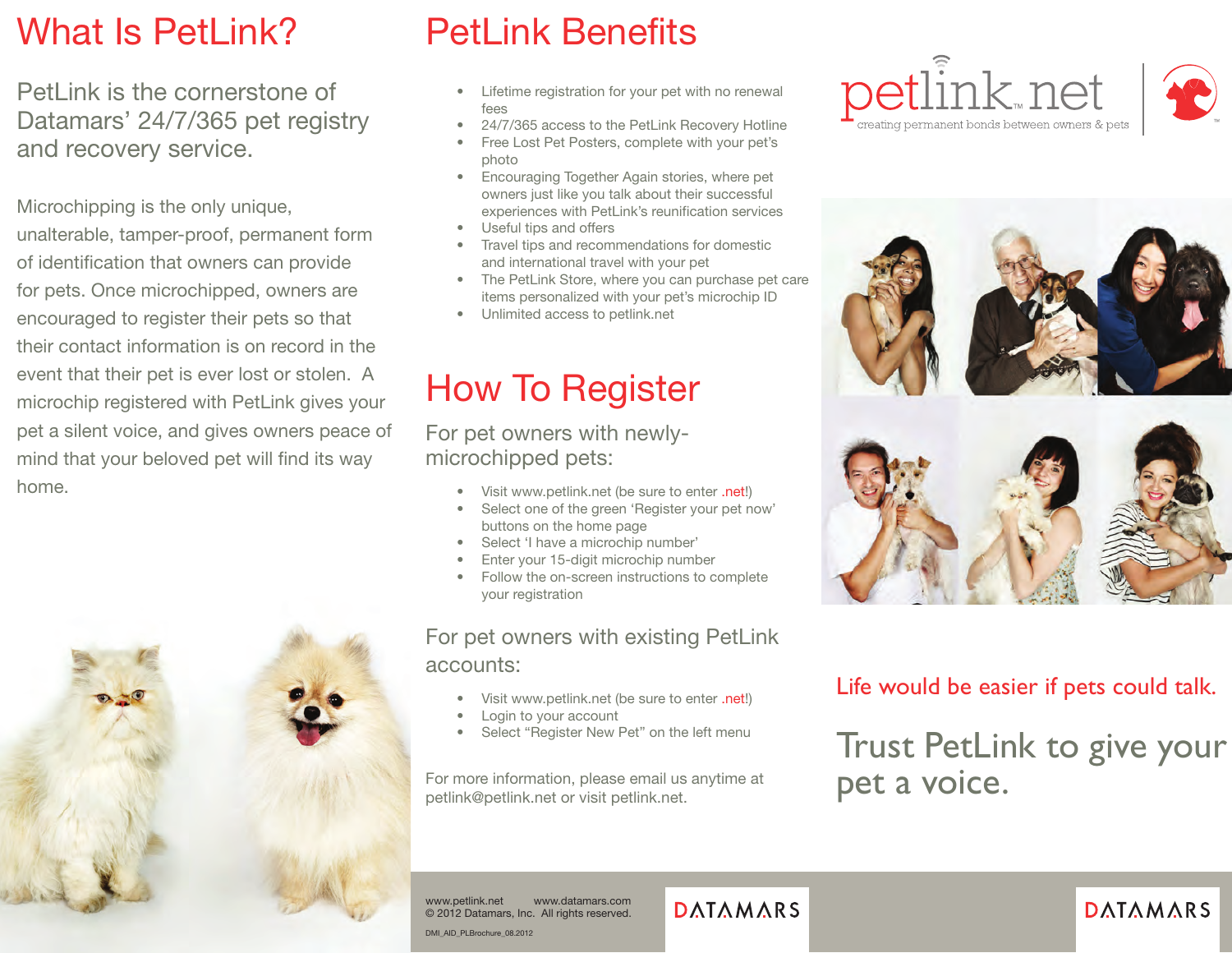# What Is PetLink?

PetLink is the cornerstone of Datamars' 24/7/365 pet registry and recovery service.

Microchipping is the only unique, unalterable, tamper-proof, permanent form of identification that owners can provide for pets. Once microchipped, owners are encouraged to register their pets so that their contact information is on record in the event that their pet is ever lost or stolen. A microchip registered with PetLink gives your pet a silent voice, and gives owners peace of mind that your beloved pet will find its way home.

# PetLink Benefits

- Lifetime registration for your pet with no renewal fees
- 24/7/365 access to the PetLink Recovery Hotline
- Free Lost Pet Posters, complete with your pet's photo
- Encouraging Together Again stories, where pet owners just like you talk about their successful experiences with PetLink's reunification services
- Useful tips and offers
- Travel tips and recommendations for domestic and international travel with your pet
- The PetLink Store, where you can purchase pet care items personalized with your pet's microchip ID
- Unlimited access to petlink.net

# How To Register

## For pet owners with newly-microchipped pets:

- Visit www.petlink.net (be sure to enter .net!)
- Select one of the green 'Register your pet now' buttons on the home page
- Select 'I have a microchip number'
- Enter your 15-digit microchip number
- Follow the on-screen instructions to complete your registration

## For pet owners with existing PetLink accounts:

- Visit www.petlink.net (be sure to enter .net!)
- Login to your account
- Select "Register New Pet" on the left menu

For more information, please email us anytime at petlink@petlink.net or visit petlink.net.

petlink.net
creating permanent bonds between owners & pets

Life would be easier if pets could talk.

Trust PetLink to give your pet a voice.

www.petlink.net www.datamars.com
© 2012 Datamars, Inc. All rights reserved.

DMI_AID_PLBrochure_08.2012

DATAMARS

DATAMARS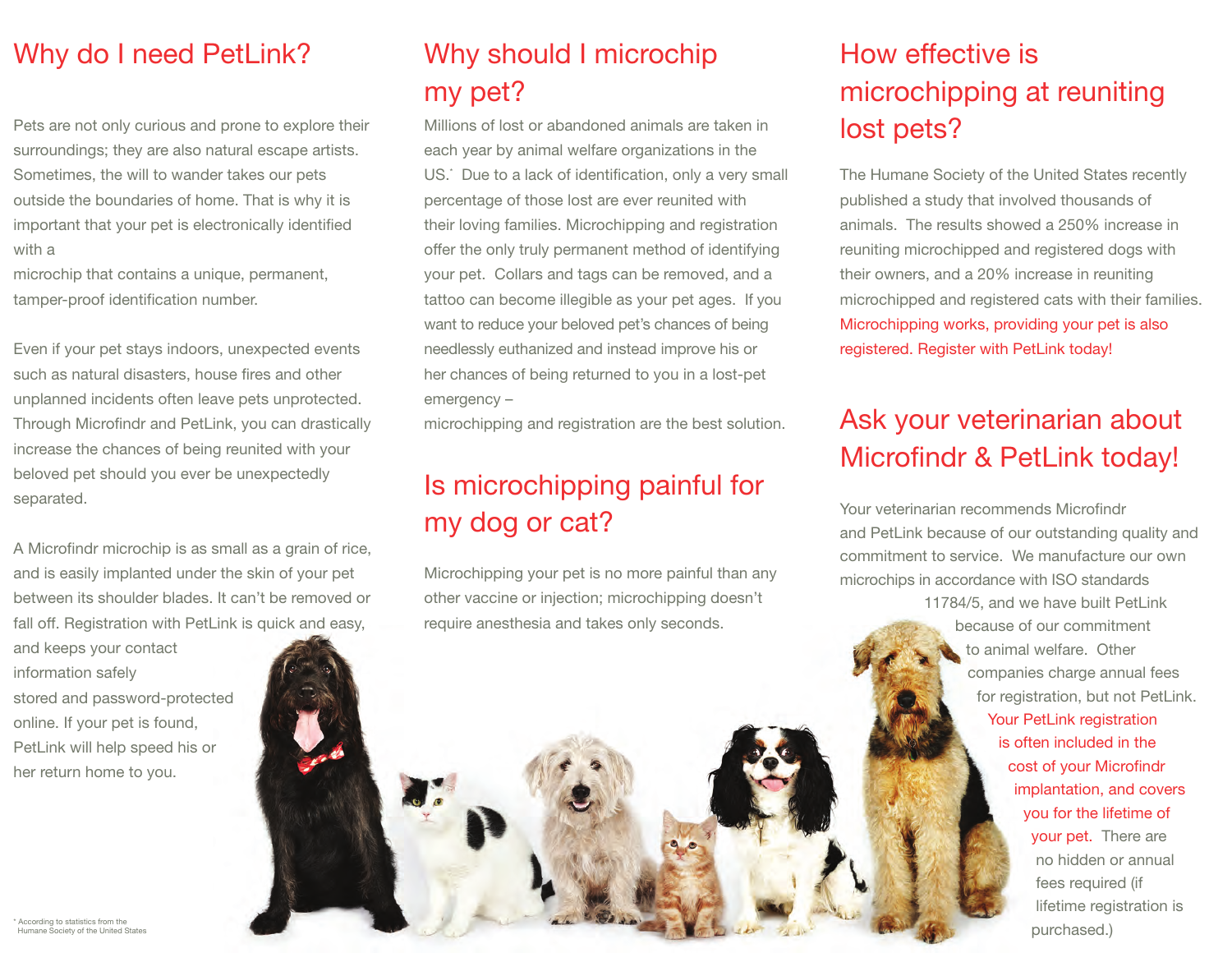## Why do I need PetLink?

Pets are not only curious and prone to explore their surroundings; they are also natural escape artists. Sometimes, the will to wander takes our pets outside the boundaries of home. That is why it is important that your pet is electronically identified with a microchip that contains a unique, permanent, tamper-proof identification number.

Even if your pet stays indoors, unexpected events such as natural disasters, house fires and other unplanned incidents often leave pets unprotected. Through Microfindr and PetLink, you can drastically increase the chances of being reunited with your beloved pet should you ever be unexpectedly separated.

A Microfindr microchip is as small as a grain of rice, and is easily implanted under the skin of your pet between its shoulder blades. It can't be removed or fall off. Registration with PetLink is quick and easy, and keeps your contact information safely stored and password-protected online. If your pet is found, PetLink will help speed his or her return home to you.

## Why should I microchip my pet?

Millions of lost or abandoned animals are taken in each year by animal welfare organizations in the US.* Due to a lack of identification, only a very small percentage of those lost are ever reunited with their loving families. Microchipping and registration offer the only truly permanent method of identifying your pet. Collars and tags can be removed, and a tattoo can become illegible as your pet ages. If you want to reduce your beloved pet's chances of being needlessly euthanized and instead improve his or her chances of being returned to you in a lost-pet emergency – microchipping and registration are the best solution.

## Is microchipping painful for my dog or cat?

Microchipping your pet is no more painful than any other vaccine or injection; microchipping doesn't require anesthesia and takes only seconds.

## How effective is microchipping at reuniting lost pets?

The Humane Society of the United States recently published a study that involved thousands of animals. The results showed a 250% increase in reuniting microchipped and registered dogs with their owners, and a 20% increase in reuniting microchipped and registered cats with their families. Microchipping works, providing your pet is also registered. Register with PetLink today!

## Ask your veterinarian about Microfindr & PetLink today!

Your veterinarian recommends Microfindr and PetLink because of our outstanding quality and commitment to service. We manufacture our own microchips in accordance with ISO standards 11784/5, and we have built PetLink because of our commitment to animal welfare. Other companies charge annual fees for registration, but not PetLink. Your PetLink registration is often included in the cost of your Microfindr implantation, and covers you for the lifetime of your pet. There are no hidden or annual fees required (if lifetime registration is purchased.)

* According to statistics from the Humane Society of the United States